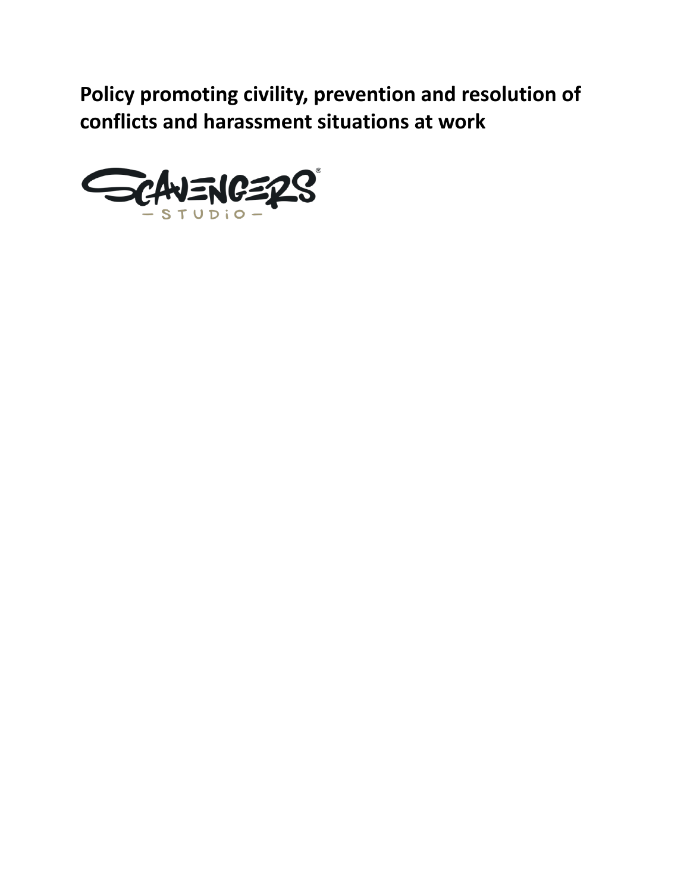# Policy promoting civility, prevention and resolution of conflicts and harassment situations at work

SCAVENGERS®
— STUDIO —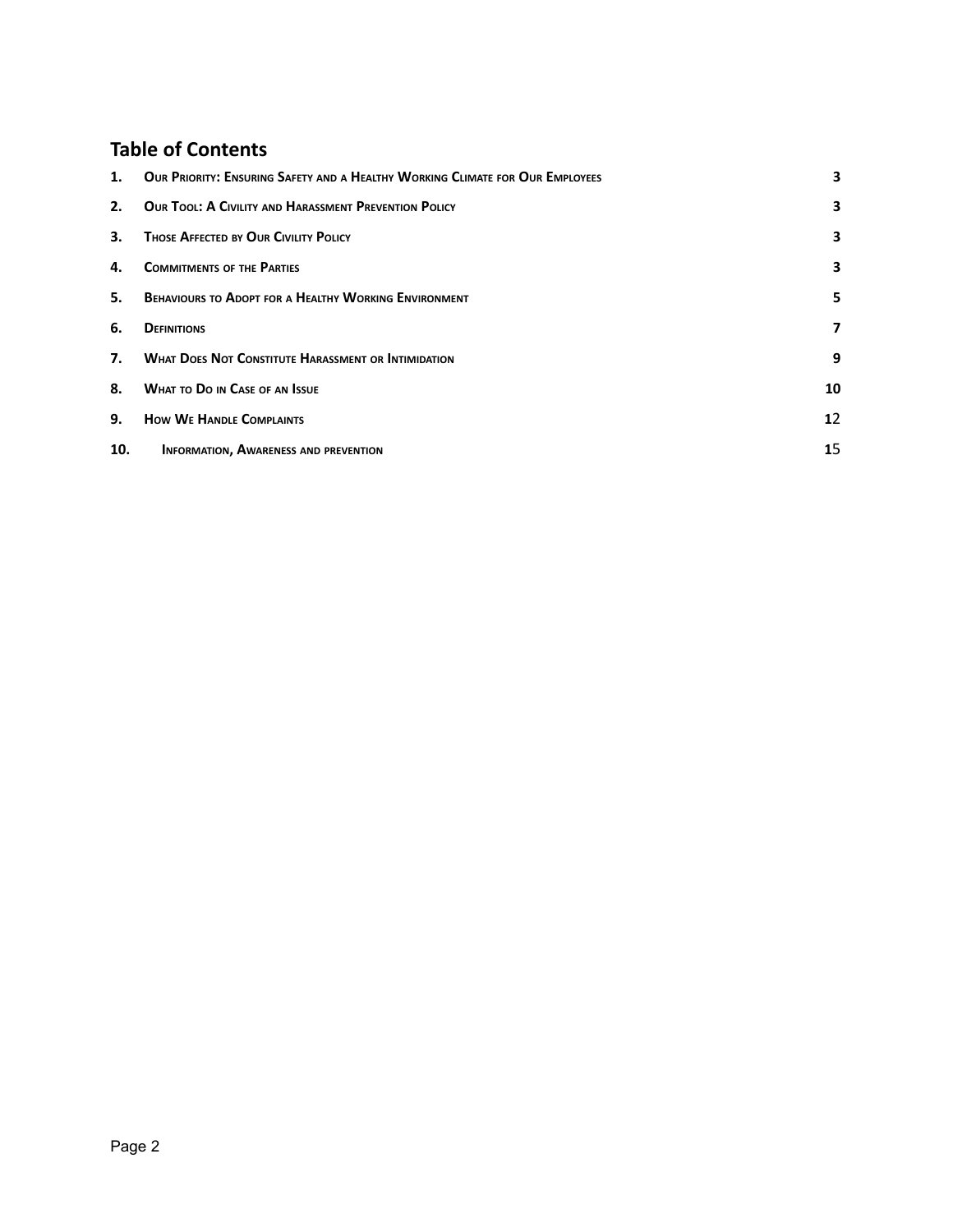## Table of Contents

| | | |
|---|---|---|
| 1. | Our Priority: Ensuring Safety and a Healthy Working Climate for Our Employees | 3 |
| 2. | Our Tool: A Civility and Harassment Prevention Policy | 3 |
| 3. | Those Affected by Our Civility Policy | 3 |
| 4. | Commitments of the Parties | 3 |
| 5. | Behaviours to Adopt for a Healthy Working Environment | 5 |
| 6. | Definitions | 7 |
| 7. | What Does Not Constitute Harassment or Intimidation | 9 |
| 8. | What to Do in Case of an Issue | 10 |
| 9. | How We Handle Complaints | 12 |
| 10. | Information, Awareness and prevention | 15 |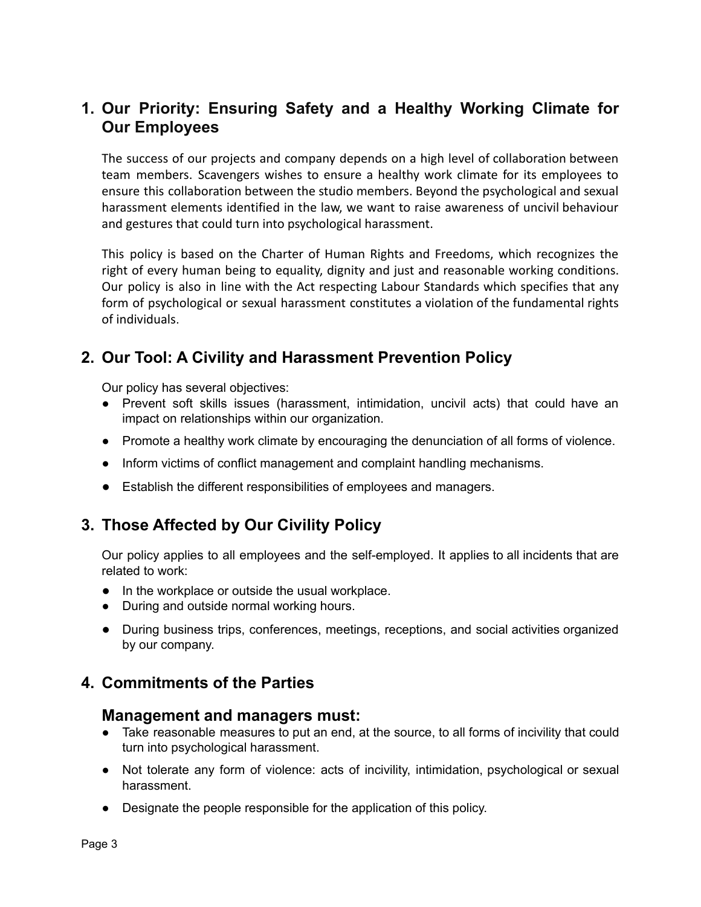## 1. Our Priority: Ensuring Safety and a Healthy Working Climate for Our Employees

The success of our projects and company depends on a high level of collaboration between team members. Scavengers wishes to ensure a healthy work climate for its employees to ensure this collaboration between the studio members. Beyond the psychological and sexual harassment elements identified in the law, we want to raise awareness of uncivil behaviour and gestures that could turn into psychological harassment.

This policy is based on the Charter of Human Rights and Freedoms, which recognizes the right of every human being to equality, dignity and just and reasonable working conditions. Our policy is also in line with the Act respecting Labour Standards which specifies that any form of psychological or sexual harassment constitutes a violation of the fundamental rights of individuals.

## 2. Our Tool: A Civility and Harassment Prevention Policy

Our policy has several objectives:

- Prevent soft skills issues (harassment, intimidation, uncivil acts) that could have an impact on relationships within our organization.
- Promote a healthy work climate by encouraging the denunciation of all forms of violence.
- Inform victims of conflict management and complaint handling mechanisms.
- Establish the different responsibilities of employees and managers.

## 3. Those Affected by Our Civility Policy

Our policy applies to all employees and the self-employed. It applies to all incidents that are related to work:

- In the workplace or outside the usual workplace.
- During and outside normal working hours.
- During business trips, conferences, meetings, receptions, and social activities organized by our company.

## 4. Commitments of the Parties

### Management and managers must:

- Take reasonable measures to put an end, at the source, to all forms of incivility that could turn into psychological harassment.
- Not tolerate any form of violence: acts of incivility, intimidation, psychological or sexual harassment.
- Designate the people responsible for the application of this policy.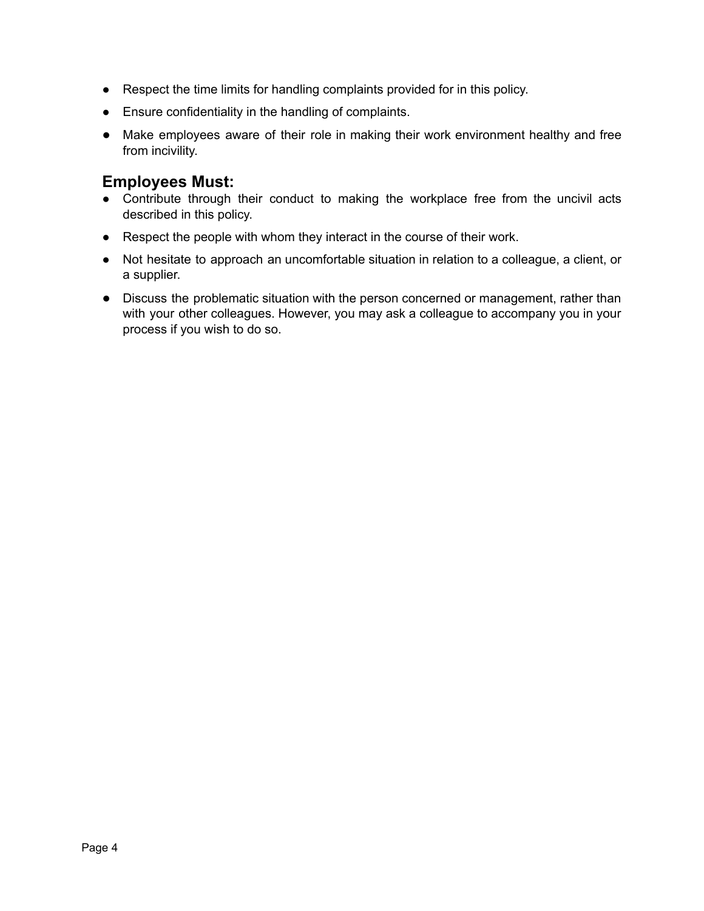- Respect the time limits for handling complaints provided for in this policy.
- Ensure confidentiality in the handling of complaints.
- Make employees aware of their role in making their work environment healthy and free from incivility.

## Employees Must:

- Contribute through their conduct to making the workplace free from the uncivil acts described in this policy.
- Respect the people with whom they interact in the course of their work.
- Not hesitate to approach an uncomfortable situation in relation to a colleague, a client, or a supplier.
- Discuss the problematic situation with the person concerned or management, rather than with your other colleagues. However, you may ask a colleague to accompany you in your process if you wish to do so.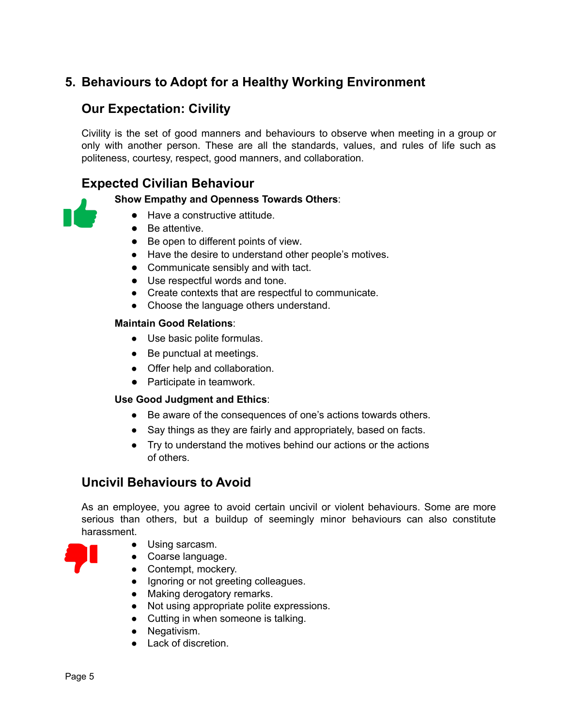## 5. Behaviours to Adopt for a Healthy Working Environment

### Our Expectation: Civility

Civility is the set of good manners and behaviours to observe when meeting in a group or only with another person. These are all the standards, values, and rules of life such as politeness, courtesy, respect, good manners, and collaboration.

### Expected Civilian Behaviour

**Show Empathy and Openness Towards Others**:

- Have a constructive attitude.
- Be attentive.
- Be open to different points of view.
- Have the desire to understand other people's motives.
- Communicate sensibly and with tact.
- Use respectful words and tone.
- Create contexts that are respectful to communicate.
- Choose the language others understand.

**Maintain Good Relations**:

- Use basic polite formulas.
- Be punctual at meetings.
- Offer help and collaboration.
- Participate in teamwork.

**Use Good Judgment and Ethics**:

- Be aware of the consequences of one's actions towards others.
- Say things as they are fairly and appropriately, based on facts.
- Try to understand the motives behind our actions or the actions of others.

### Uncivil Behaviours to Avoid

As an employee, you agree to avoid certain uncivil or violent behaviours. Some are more serious than others, but a buildup of seemingly minor behaviours can also constitute harassment.

- Using sarcasm.
- Coarse language.
- Contempt, mockery.
- Ignoring or not greeting colleagues.
- Making derogatory remarks.
- Not using appropriate polite expressions.
- Cutting in when someone is talking.
- Negativism.
- Lack of discretion.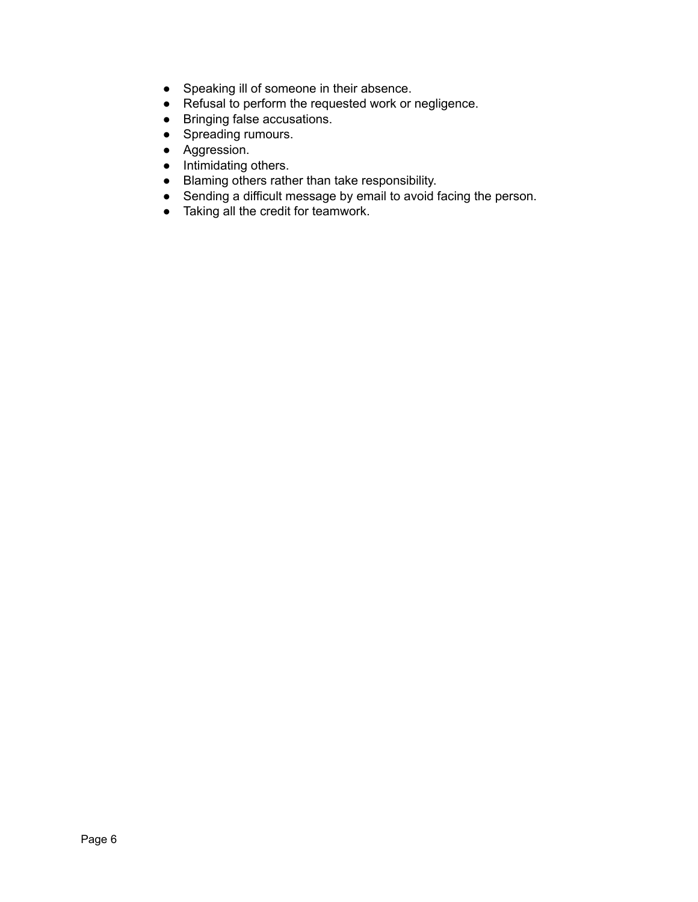- Speaking ill of someone in their absence.
- Refusal to perform the requested work or negligence.
- Bringing false accusations.
- Spreading rumours.
- Aggression.
- Intimidating others.
- Blaming others rather than take responsibility.
- Sending a difficult message by email to avoid facing the person.
- Taking all the credit for teamwork.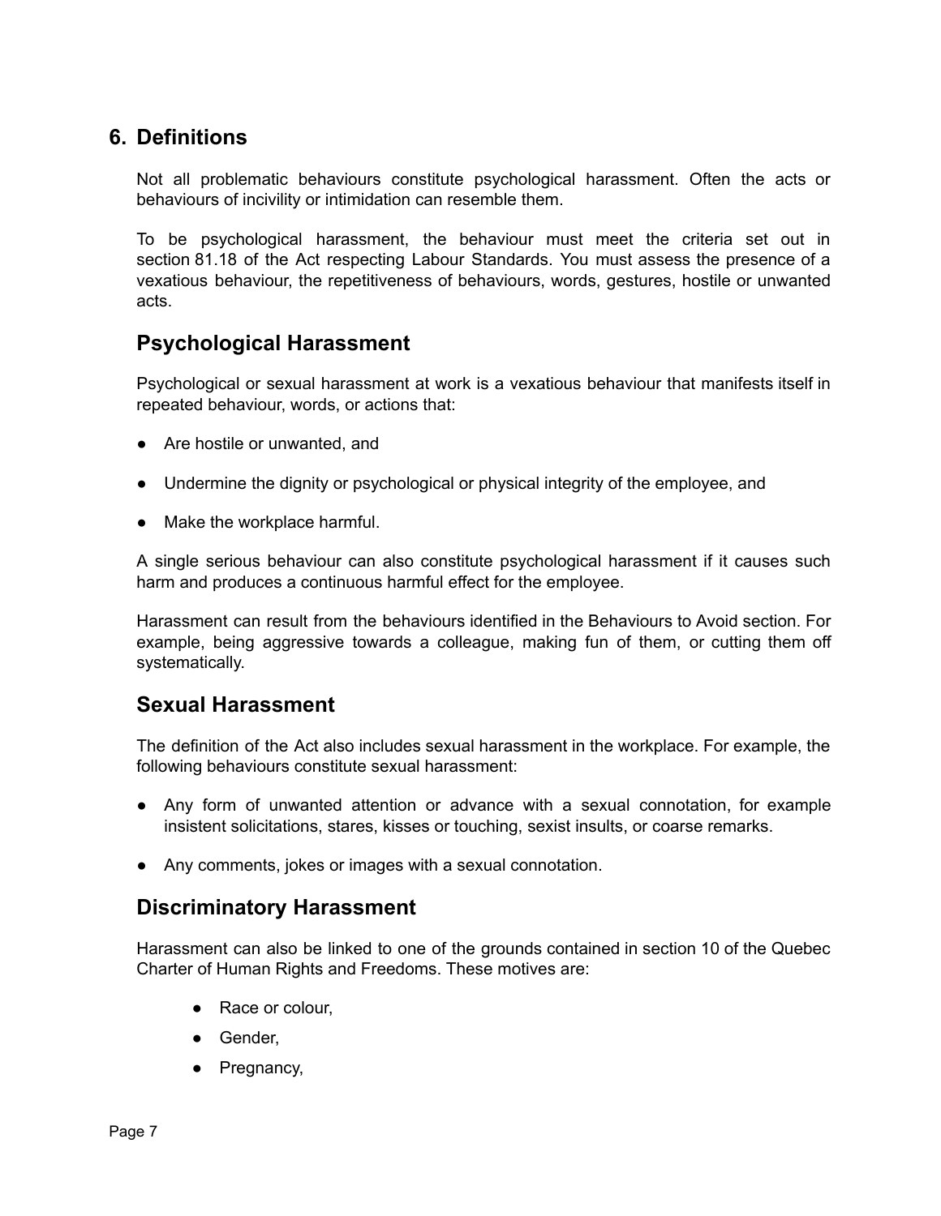## 6. Definitions

Not all problematic behaviours constitute psychological harassment. Often the acts or behaviours of incivility or intimidation can resemble them.

To be psychological harassment, the behaviour must meet the criteria set out in section 81.18 of the Act respecting Labour Standards. You must assess the presence of a vexatious behaviour, the repetitiveness of behaviours, words, gestures, hostile or unwanted acts.

### Psychological Harassment

Psychological or sexual harassment at work is a vexatious behaviour that manifests itself in repeated behaviour, words, or actions that:

- Are hostile or unwanted, and
- Undermine the dignity or psychological or physical integrity of the employee, and
- Make the workplace harmful.

A single serious behaviour can also constitute psychological harassment if it causes such harm and produces a continuous harmful effect for the employee.

Harassment can result from the behaviours identified in the Behaviours to Avoid section. For example, being aggressive towards a colleague, making fun of them, or cutting them off systematically.

### Sexual Harassment

The definition of the Act also includes sexual harassment in the workplace. For example, the following behaviours constitute sexual harassment:

- Any form of unwanted attention or advance with a sexual connotation, for example insistent solicitations, stares, kisses or touching, sexist insults, or coarse remarks.
- Any comments, jokes or images with a sexual connotation.

### Discriminatory Harassment

Harassment can also be linked to one of the grounds contained in section 10 of the Quebec Charter of Human Rights and Freedoms. These motives are:

- Race or colour,
- Gender,
- Pregnancy,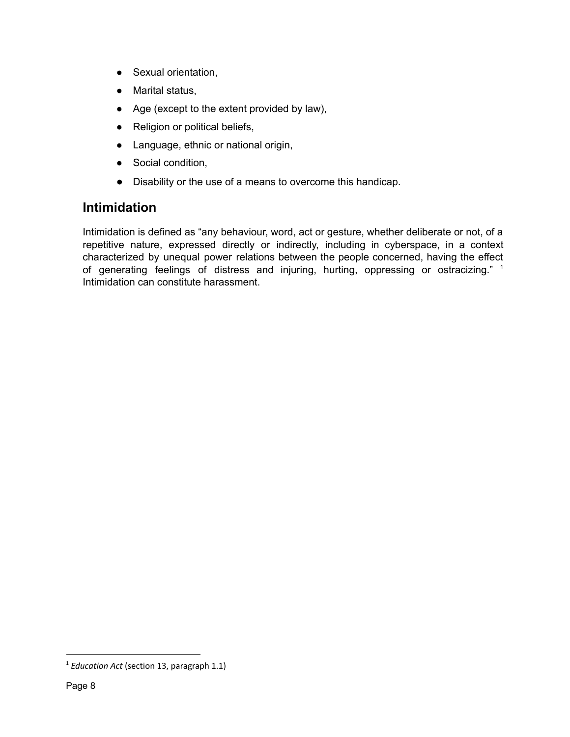- Sexual orientation,
- Marital status,
- Age (except to the extent provided by law),
- Religion or political beliefs,
- Language, ethnic or national origin,
- Social condition,
- Disability or the use of a means to overcome this handicap.

## Intimidation

Intimidation is defined as "any behaviour, word, act or gesture, whether deliberate or not, of a repetitive nature, expressed directly or indirectly, including in cyberspace, in a context characterized by unequal power relations between the people concerned, having the effect of generating feelings of distress and injuring, hurting, oppressing or ostracizing." [1] Intimidation can constitute harassment.

[1] *Education Act* (section 13, paragraph 1.1)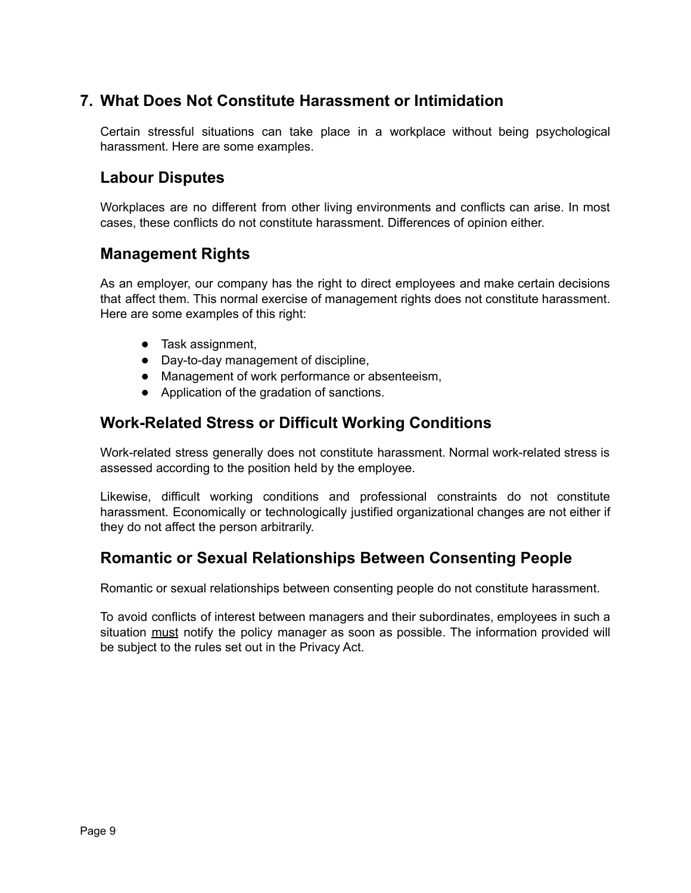## 7. What Does Not Constitute Harassment or Intimidation

Certain stressful situations can take place in a workplace without being psychological harassment. Here are some examples.

### Labour Disputes

Workplaces are no different from other living environments and conflicts can arise. In most cases, these conflicts do not constitute harassment. Differences of opinion either.

### Management Rights

As an employer, our company has the right to direct employees and make certain decisions that affect them. This normal exercise of management rights does not constitute harassment. Here are some examples of this right:

- Task assignment,
- Day-to-day management of discipline,
- Management of work performance or absenteeism,
- Application of the gradation of sanctions.

### Work-Related Stress or Difficult Working Conditions

Work-related stress generally does not constitute harassment. Normal work-related stress is assessed according to the position held by the employee.

Likewise, difficult working conditions and professional constraints do not constitute harassment. Economically or technologically justified organizational changes are not either if they do not affect the person arbitrarily.

### Romantic or Sexual Relationships Between Consenting People

Romantic or sexual relationships between consenting people do not constitute harassment.

To avoid conflicts of interest between managers and their subordinates, employees in such a situation <u>must</u> notify the policy manager as soon as possible. The information provided will be subject to the rules set out in the Privacy Act.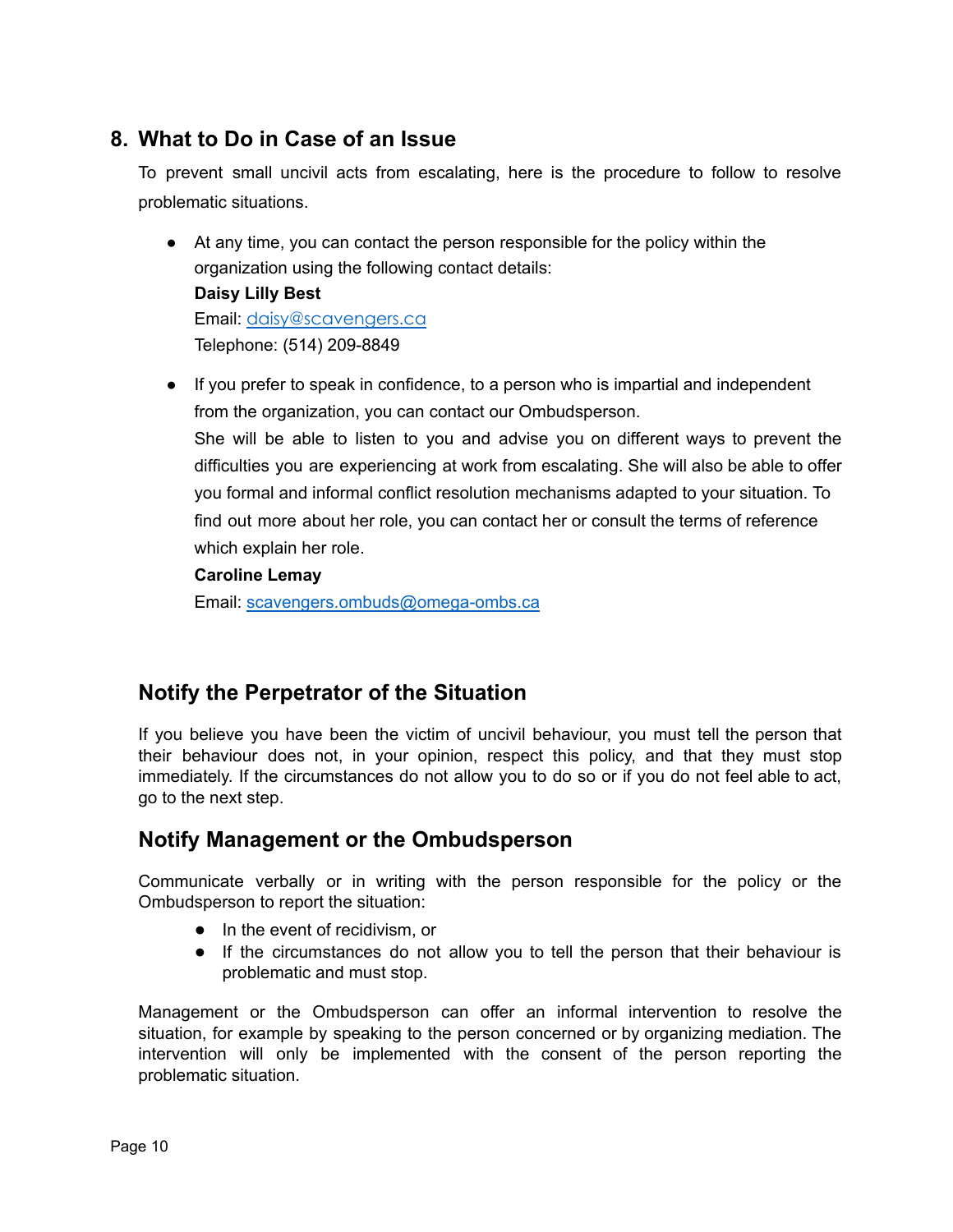## 8. What to Do in Case of an Issue

To prevent small uncivil acts from escalating, here is the procedure to follow to resolve problematic situations.

- At any time, you can contact the person responsible for the policy within the organization using the following contact details:
  **Daisy Lilly Best**
  Email: daisy@scavengers.ca
  Telephone: (514) 209-8849

- If you prefer to speak in confidence, to a person who is impartial and independent from the organization, you can contact our Ombudsperson.
  She will be able to listen to you and advise you on different ways to prevent the difficulties you are experiencing at work from escalating. She will also be able to offer you formal and informal conflict resolution mechanisms adapted to your situation. To find out more about her role, you can contact her or consult the terms of reference which explain her role.
  **Caroline Lemay**
  Email: scavengers.ombuds@omega-ombs.ca

### Notify the Perpetrator of the Situation

If you believe you have been the victim of uncivil behaviour, you must tell the person that their behaviour does not, in your opinion, respect this policy, and that they must stop immediately. If the circumstances do not allow you to do so or if you do not feel able to act, go to the next step.

### Notify Management or the Ombudsperson

Communicate verbally or in writing with the person responsible for the policy or the Ombudsperson to report the situation:

- In the event of recidivism, or
- If the circumstances do not allow you to tell the person that their behaviour is problematic and must stop.

Management or the Ombudsperson can offer an informal intervention to resolve the situation, for example by speaking to the person concerned or by organizing mediation. The intervention will only be implemented with the consent of the person reporting the problematic situation.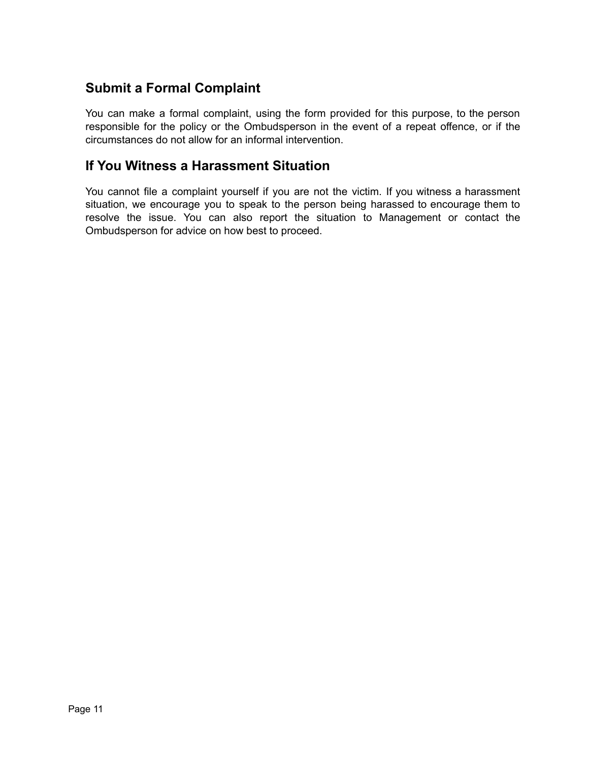## Submit a Formal Complaint

You can make a formal complaint, using the form provided for this purpose, to the person responsible for the policy or the Ombudsperson in the event of a repeat offence, or if the circumstances do not allow for an informal intervention.

## If You Witness a Harassment Situation

You cannot file a complaint yourself if you are not the victim. If you witness a harassment situation, we encourage you to speak to the person being harassed to encourage them to resolve the issue. You can also report the situation to Management or contact the Ombudsperson for advice on how best to proceed.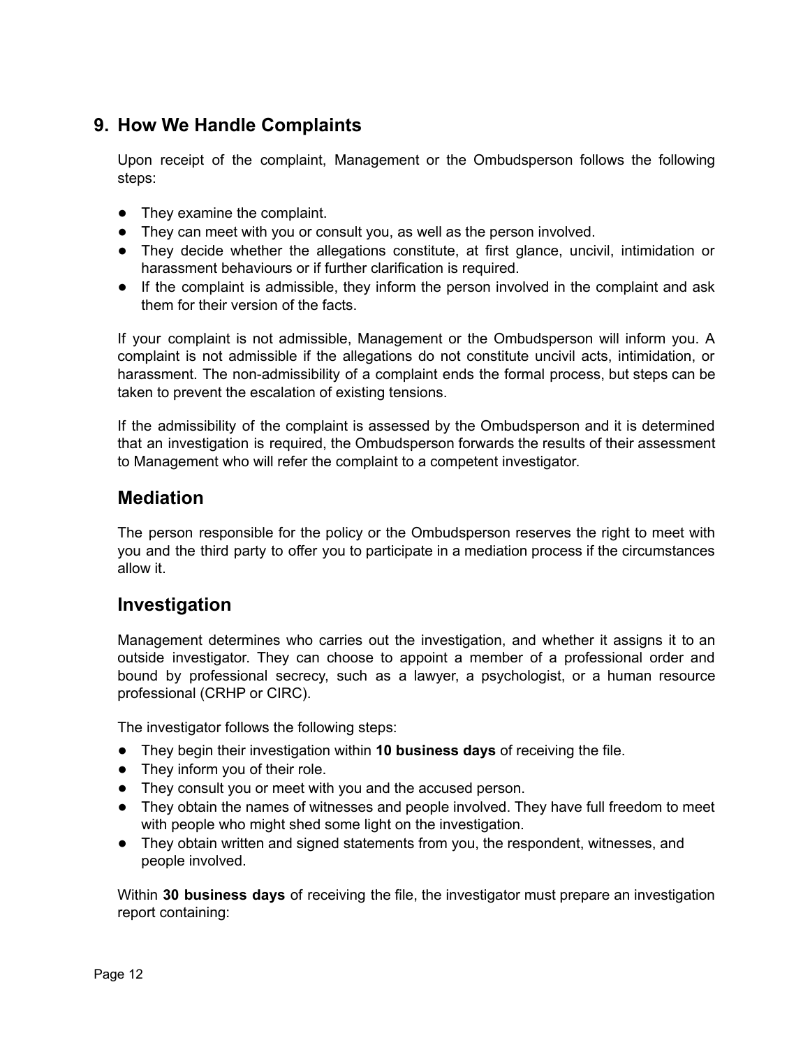## 9. How We Handle Complaints

Upon receipt of the complaint, Management or the Ombudsperson follows the following steps:

- They examine the complaint.
- They can meet with you or consult you, as well as the person involved.
- They decide whether the allegations constitute, at first glance, uncivil, intimidation or harassment behaviours or if further clarification is required.
- If the complaint is admissible, they inform the person involved in the complaint and ask them for their version of the facts.

If your complaint is not admissible, Management or the Ombudsperson will inform you. A complaint is not admissible if the allegations do not constitute uncivil acts, intimidation, or harassment. The non-admissibility of a complaint ends the formal process, but steps can be taken to prevent the escalation of existing tensions.

If the admissibility of the complaint is assessed by the Ombudsperson and it is determined that an investigation is required, the Ombudsperson forwards the results of their assessment to Management who will refer the complaint to a competent investigator.

### Mediation

The person responsible for the policy or the Ombudsperson reserves the right to meet with you and the third party to offer you to participate in a mediation process if the circumstances allow it.

### Investigation

Management determines who carries out the investigation, and whether it assigns it to an outside investigator. They can choose to appoint a member of a professional order and bound by professional secrecy, such as a lawyer, a psychologist, or a human resource professional (CRHP or CIRC).

The investigator follows the following steps:

- They begin their investigation within **10 business days** of receiving the file.
- They inform you of their role.
- They consult you or meet with you and the accused person.
- They obtain the names of witnesses and people involved. They have full freedom to meet with people who might shed some light on the investigation.
- They obtain written and signed statements from you, the respondent, witnesses, and people involved.

Within **30 business days** of receiving the file, the investigator must prepare an investigation report containing: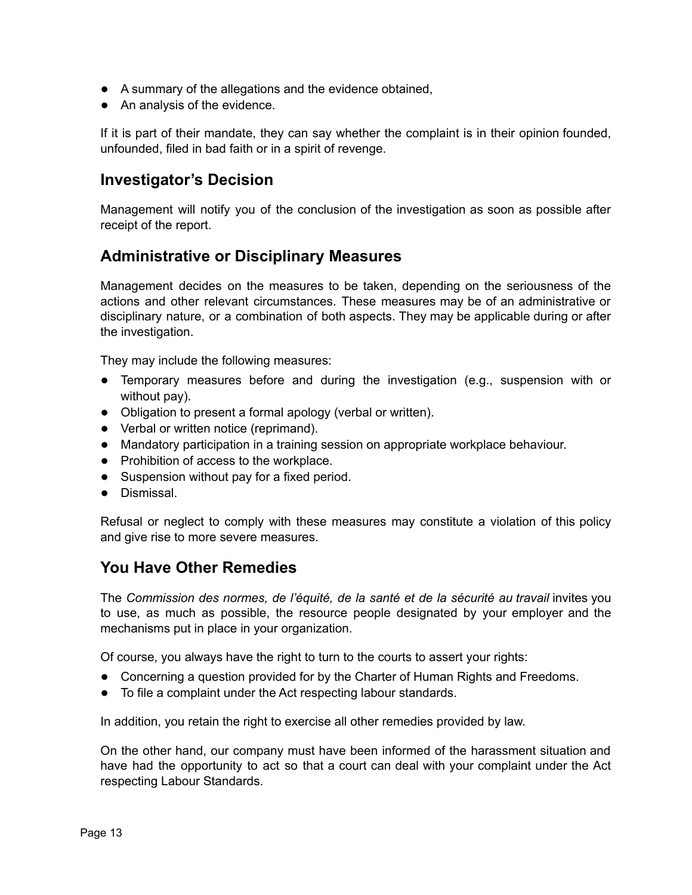- A summary of the allegations and the evidence obtained,
- An analysis of the evidence.

If it is part of their mandate, they can say whether the complaint is in their opinion founded, unfounded, filed in bad faith or in a spirit of revenge.

## Investigator's Decision

Management will notify you of the conclusion of the investigation as soon as possible after receipt of the report.

## Administrative or Disciplinary Measures

Management decides on the measures to be taken, depending on the seriousness of the actions and other relevant circumstances. These measures may be of an administrative or disciplinary nature, or a combination of both aspects. They may be applicable during or after the investigation.

They may include the following measures:

- Temporary measures before and during the investigation (e.g., suspension with or without pay).
- Obligation to present a formal apology (verbal or written).
- Verbal or written notice (reprimand).
- Mandatory participation in a training session on appropriate workplace behaviour.
- Prohibition of access to the workplace.
- Suspension without pay for a fixed period.
- Dismissal.

Refusal or neglect to comply with these measures may constitute a violation of this policy and give rise to more severe measures.

## You Have Other Remedies

The *Commission des normes, de l'équité, de la santé et de la sécurité au travail* invites you to use, as much as possible, the resource people designated by your employer and the mechanisms put in place in your organization.

Of course, you always have the right to turn to the courts to assert your rights:

- Concerning a question provided for by the Charter of Human Rights and Freedoms.
- To file a complaint under the Act respecting labour standards.

In addition, you retain the right to exercise all other remedies provided by law.

On the other hand, our company must have been informed of the harassment situation and have had the opportunity to act so that a court can deal with your complaint under the Act respecting Labour Standards.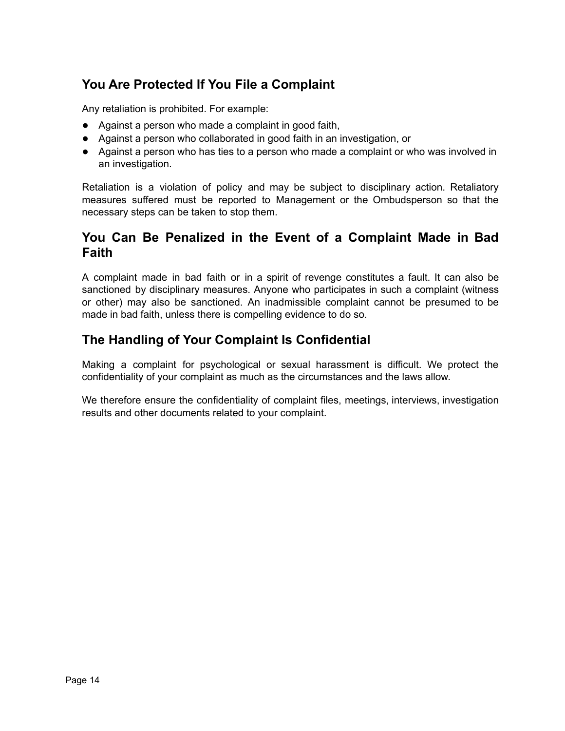## You Are Protected If You File a Complaint

Any retaliation is prohibited. For example:

- Against a person who made a complaint in good faith,
- Against a person who collaborated in good faith in an investigation, or
- Against a person who has ties to a person who made a complaint or who was involved in an investigation.

Retaliation is a violation of policy and may be subject to disciplinary action. Retaliatory measures suffered must be reported to Management or the Ombudsperson so that the necessary steps can be taken to stop them.

## You Can Be Penalized in the Event of a Complaint Made in Bad Faith

A complaint made in bad faith or in a spirit of revenge constitutes a fault. It can also be sanctioned by disciplinary measures. Anyone who participates in such a complaint (witness or other) may also be sanctioned. An inadmissible complaint cannot be presumed to be made in bad faith, unless there is compelling evidence to do so.

## The Handling of Your Complaint Is Confidential

Making a complaint for psychological or sexual harassment is difficult. We protect the confidentiality of your complaint as much as the circumstances and the laws allow.

We therefore ensure the confidentiality of complaint files, meetings, interviews, investigation results and other documents related to your complaint.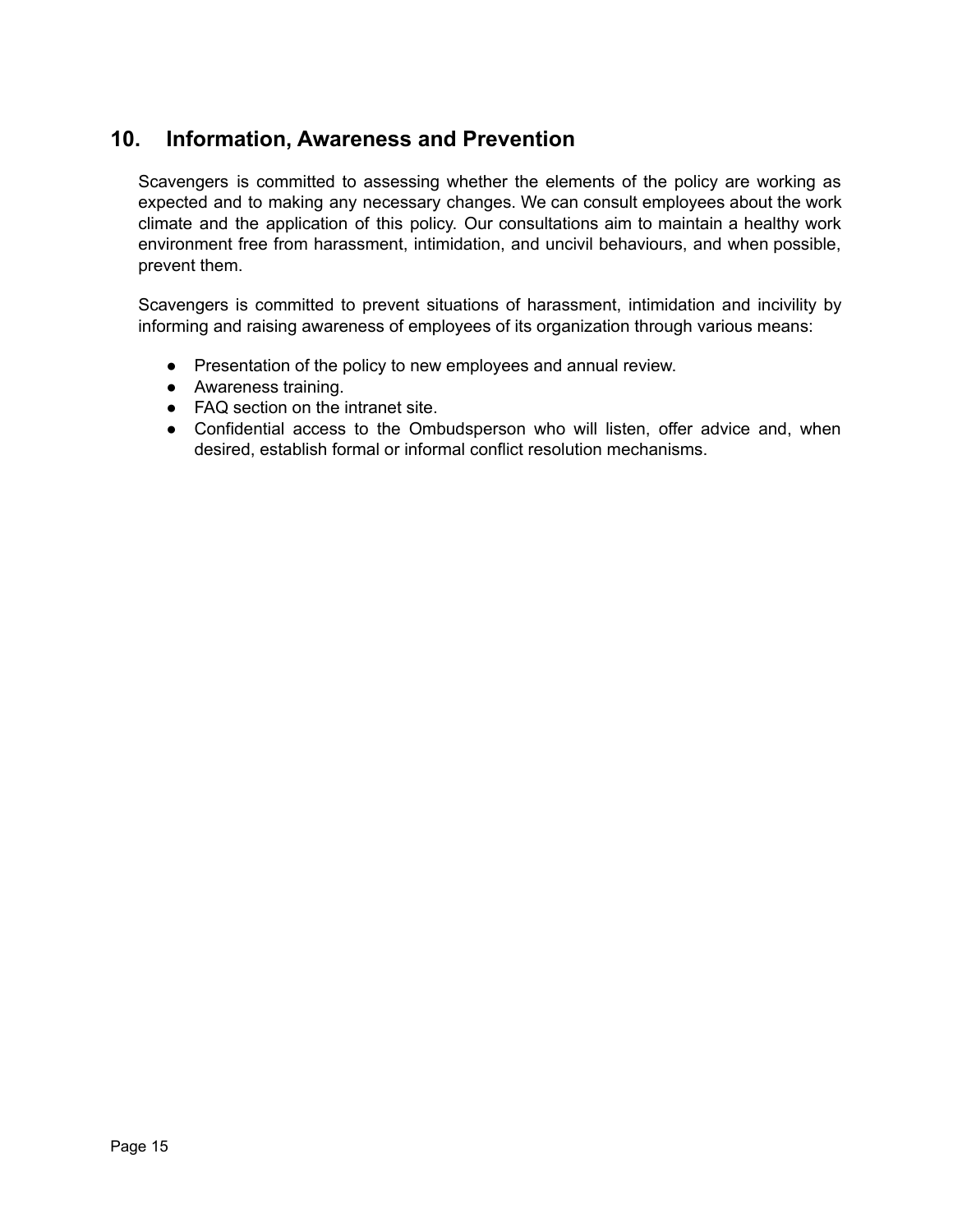## 10. Information, Awareness and Prevention

Scavengers is committed to assessing whether the elements of the policy are working as expected and to making any necessary changes. We can consult employees about the work climate and the application of this policy. Our consultations aim to maintain a healthy work environment free from harassment, intimidation, and uncivil behaviours, and when possible, prevent them.

Scavengers is committed to prevent situations of harassment, intimidation and incivility by informing and raising awareness of employees of its organization through various means:

- Presentation of the policy to new employees and annual review.
- Awareness training.
- FAQ section on the intranet site.
- Confidential access to the Ombudsperson who will listen, offer advice and, when desired, establish formal or informal conflict resolution mechanisms.